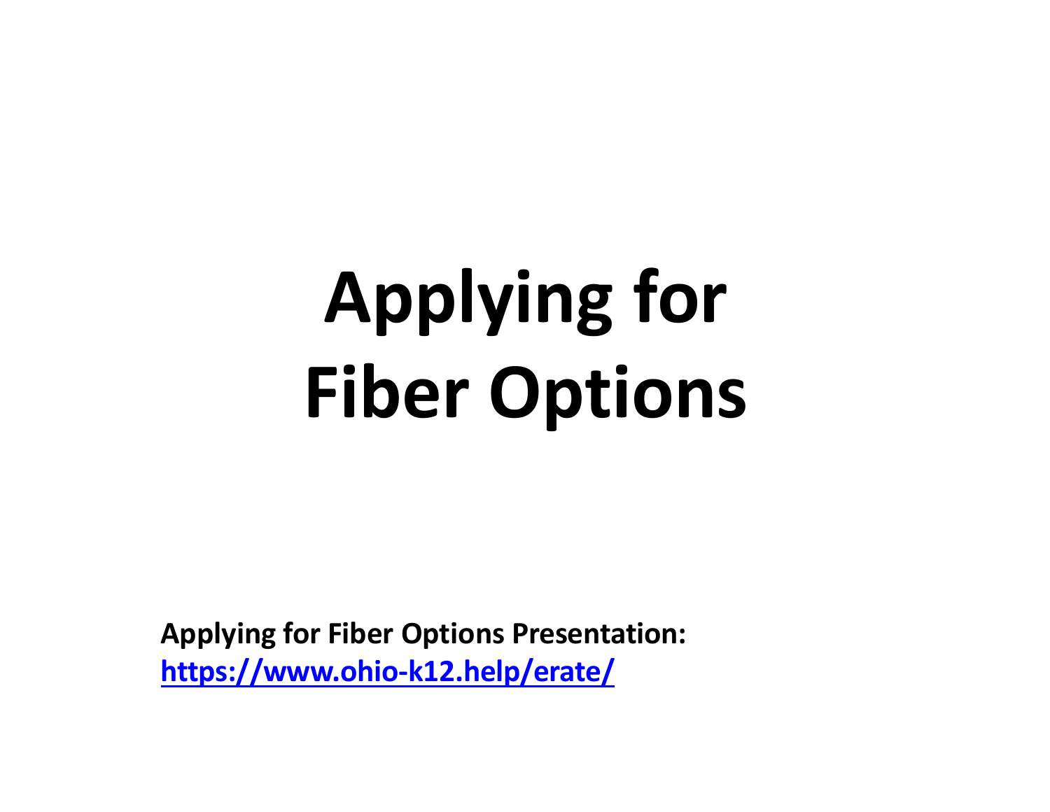# Applying for Fiber Options

**Applying for Fiber Options Presentation:**
**[https://www.ohio-k12.help/erate/](https://www.ohio-k12.help/erate/)**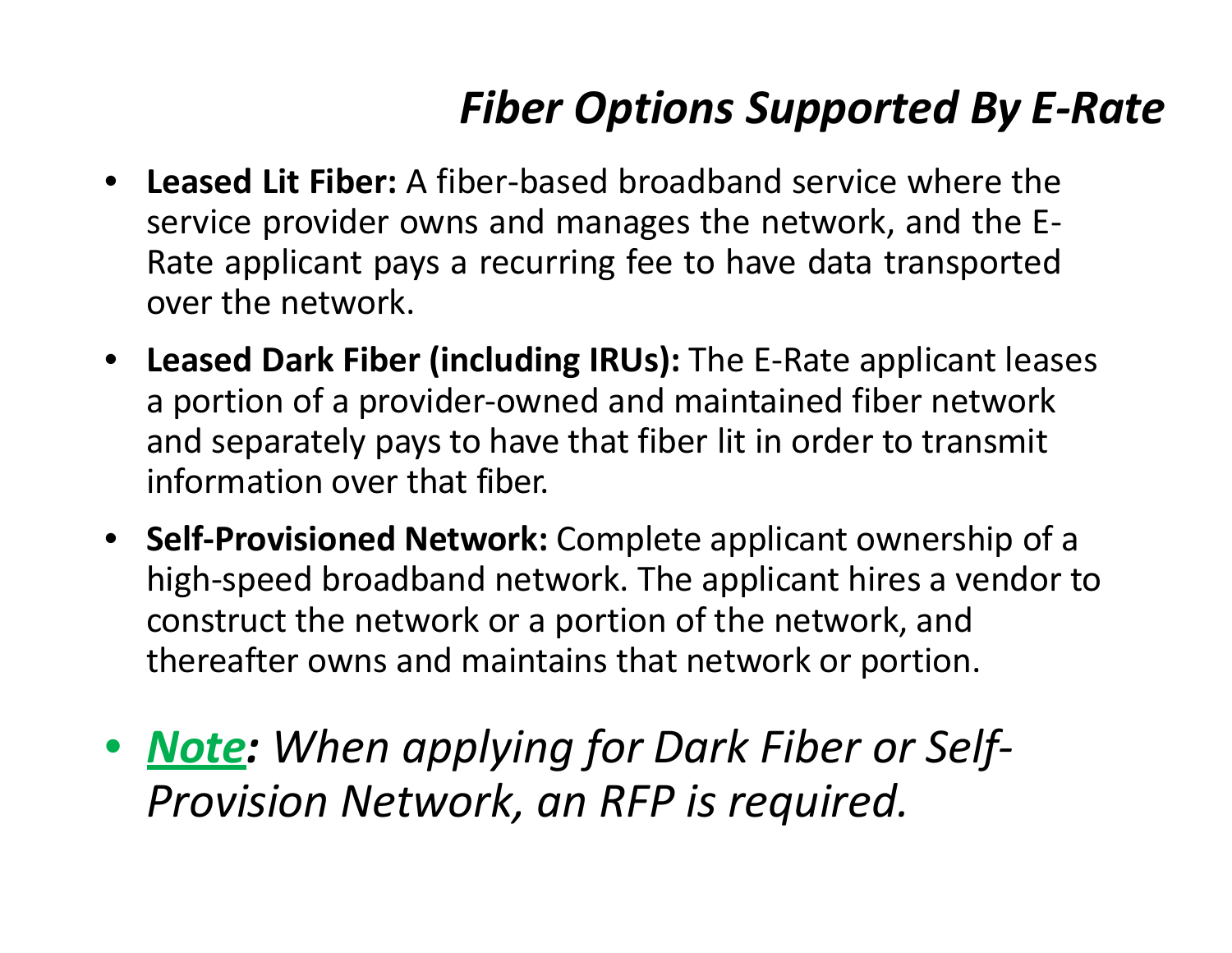# *Fiber Options Supported By E-Rate*

- **Leased Lit Fiber:** A fiber-based broadband service where the service provider owns and manages the network, and the E-Rate applicant pays a recurring fee to have data transported over the network.
- **Leased Dark Fiber (including IRUs):** The E-Rate applicant leases a portion of a provider-owned and maintained fiber network and separately pays to have that fiber lit in order to transmit information over that fiber.
- **Self-Provisioned Network:** Complete applicant ownership of a high-speed broadband network. The applicant hires a vendor to construct the network or a portion of the network, and thereafter owns and maintains that network or portion.

- ***Note**: When applying for Dark Fiber or Self-Provision Network, an RFP is required.*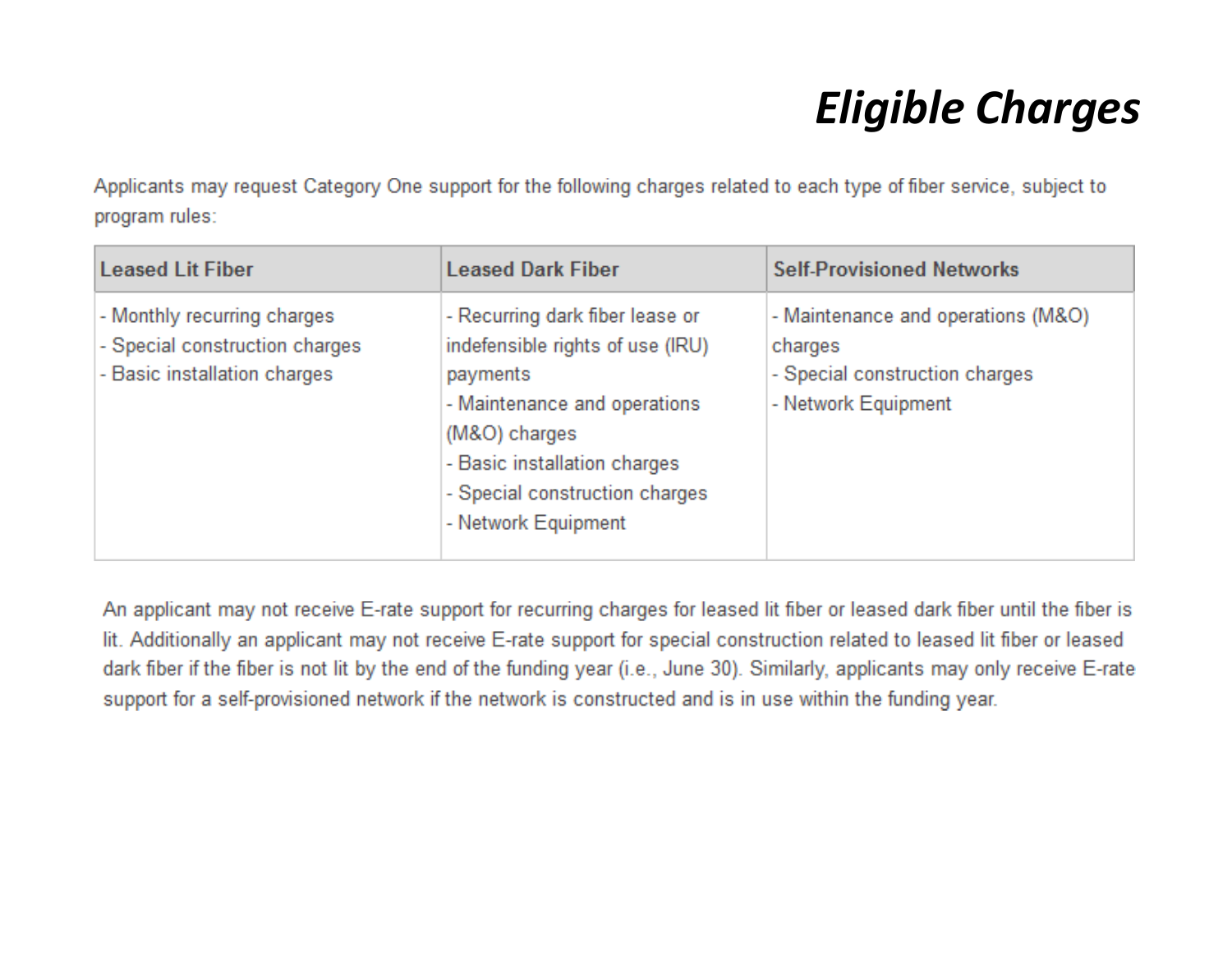# *Eligible Charges*

Applicants may request Category One support for the following charges related to each type of fiber service, subject to program rules:

| Leased Lit Fiber | Leased Dark Fiber | Self-Provisioned Networks |
|---|---|---|
| - Monthly recurring charges<br>- Special construction charges<br>- Basic installation charges | - Recurring dark fiber lease or indefensible rights of use (IRU) payments<br>- Maintenance and operations (M&O) charges<br>- Basic installation charges<br>- Special construction charges<br>- Network Equipment | - Maintenance and operations (M&O) charges<br>- Special construction charges<br>- Network Equipment |

An applicant may not receive E-rate support for recurring charges for leased lit fiber or leased dark fiber until the fiber is lit. Additionally an applicant may not receive E-rate support for special construction related to leased lit fiber or leased dark fiber if the fiber is not lit by the end of the funding year (i.e., June 30). Similarly, applicants may only receive E-rate support for a self-provisioned network if the network is constructed and is in use within the funding year.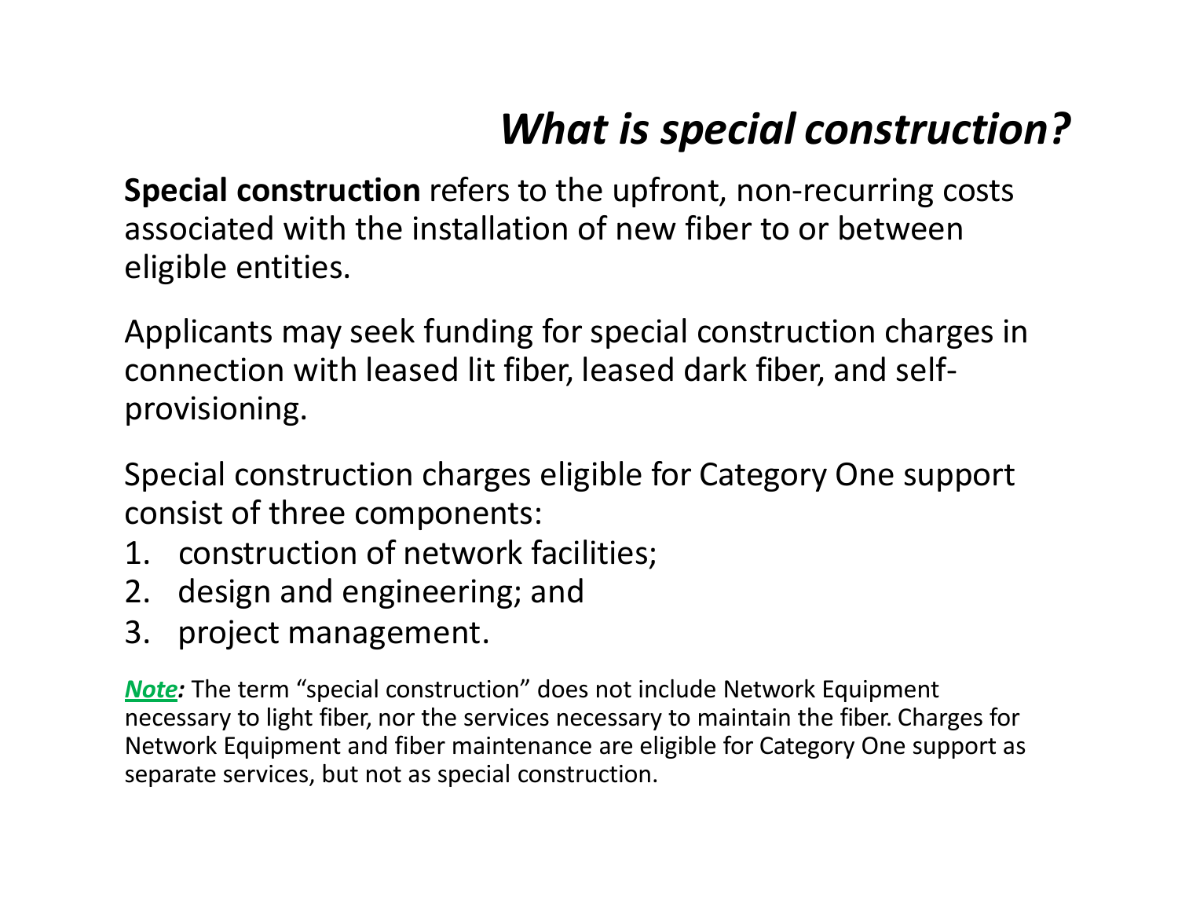# *What is special construction?*

**Special construction** refers to the upfront, non-recurring costs associated with the installation of new fiber to or between eligible entities.

Applicants may seek funding for special construction charges in connection with leased lit fiber, leased dark fiber, and self-provisioning.

Special construction charges eligible for Category One support consist of three components:

1. construction of network facilities;
2. design and engineering; and
3. project management.

***Note:*** The term "special construction" does not include Network Equipment necessary to light fiber, nor the services necessary to maintain the fiber. Charges for Network Equipment and fiber maintenance are eligible for Category One support as separate services, but not as special construction.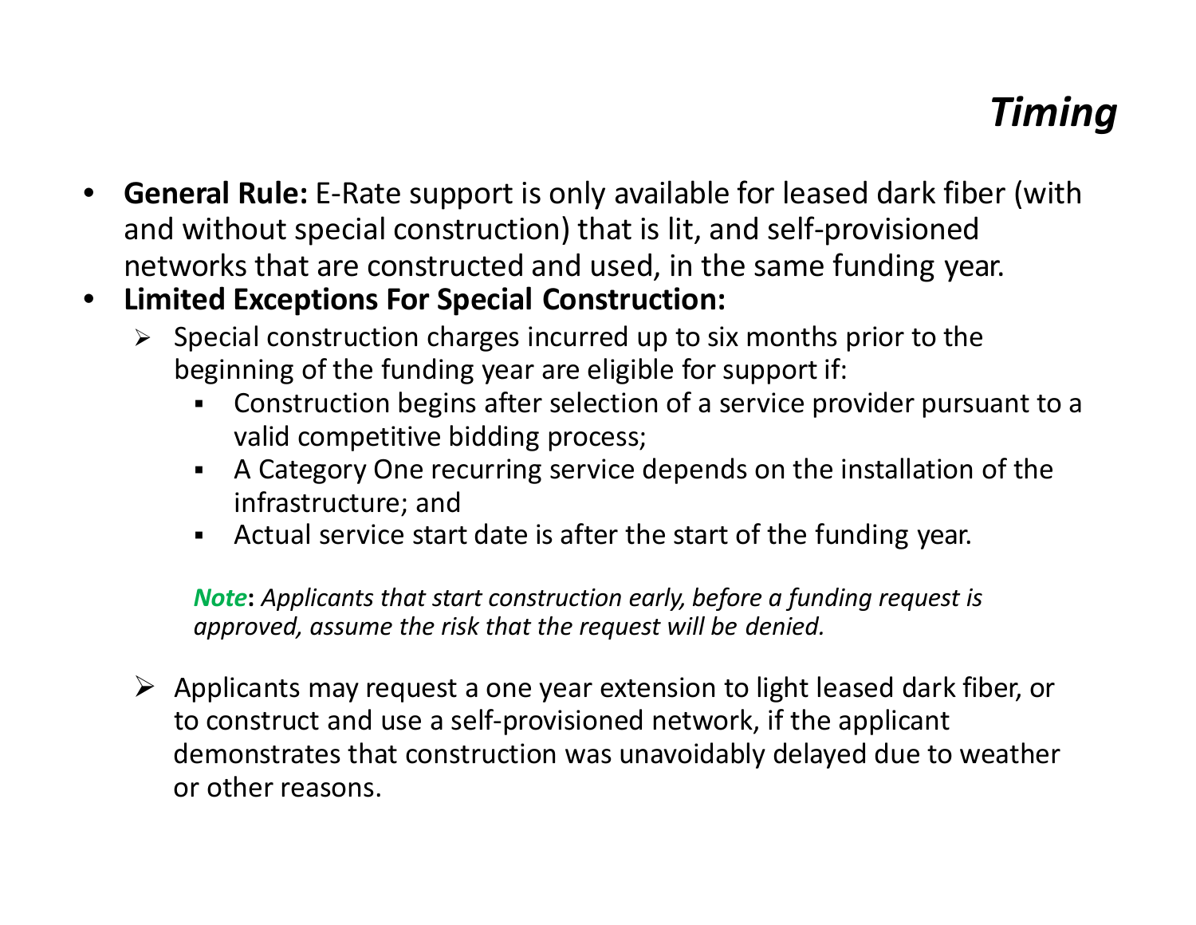# *Timing*

- **General Rule:** E-Rate support is only available for leased dark fiber (with and without special construction) that is lit, and self-provisioned networks that are constructed and used, in the same funding year.
- **Limited Exceptions For Special Construction:**
  - Special construction charges incurred up to six months prior to the beginning of the funding year are eligible for support if:
    - Construction begins after selection of a service provider pursuant to a valid competitive bidding process;
    - A Category One recurring service depends on the installation of the infrastructure; and
    - Actual service start date is after the start of the funding year.

    ***Note*: *Applicants that start construction early, before a funding request is approved, assume the risk that the request will be denied.***

  - Applicants may request a one year extension to light leased dark fiber, or to construct and use a self-provisioned network, if the applicant demonstrates that construction was unavoidably delayed due to weather or other reasons.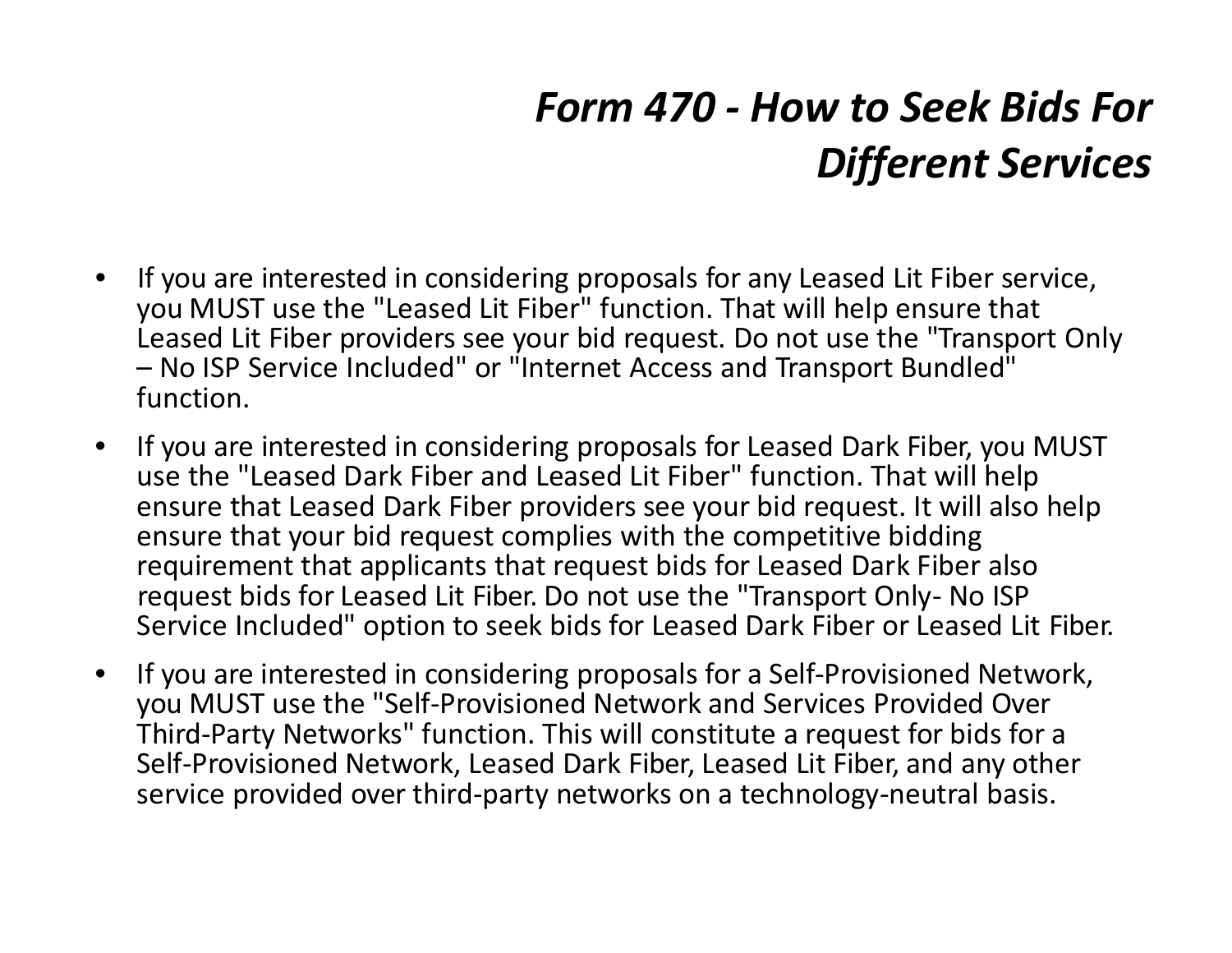# *Form 470 - How to Seek Bids For Different Services*

- If you are interested in considering proposals for any Leased Lit Fiber service, you MUST use the "Leased Lit Fiber" function. That will help ensure that Leased Lit Fiber providers see your bid request. Do not use the "Transport Only – No ISP Service Included" or "Internet Access and Transport Bundled" function.
- If you are interested in considering proposals for Leased Dark Fiber, you MUST use the "Leased Dark Fiber and Leased Lit Fiber" function. That will help ensure that Leased Dark Fiber providers see your bid request. It will also help ensure that your bid request complies with the competitive bidding requirement that applicants that request bids for Leased Dark Fiber also request bids for Leased Lit Fiber. Do not use the "Transport Only- No ISP Service Included" option to seek bids for Leased Dark Fiber or Leased Lit Fiber.
- If you are interested in considering proposals for a Self-Provisioned Network, you MUST use the "Self-Provisioned Network and Services Provided Over Third-Party Networks" function. This will constitute a request for bids for a Self-Provisioned Network, Leased Dark Fiber, Leased Lit Fiber, and any other service provided over third-party networks on a technology-neutral basis.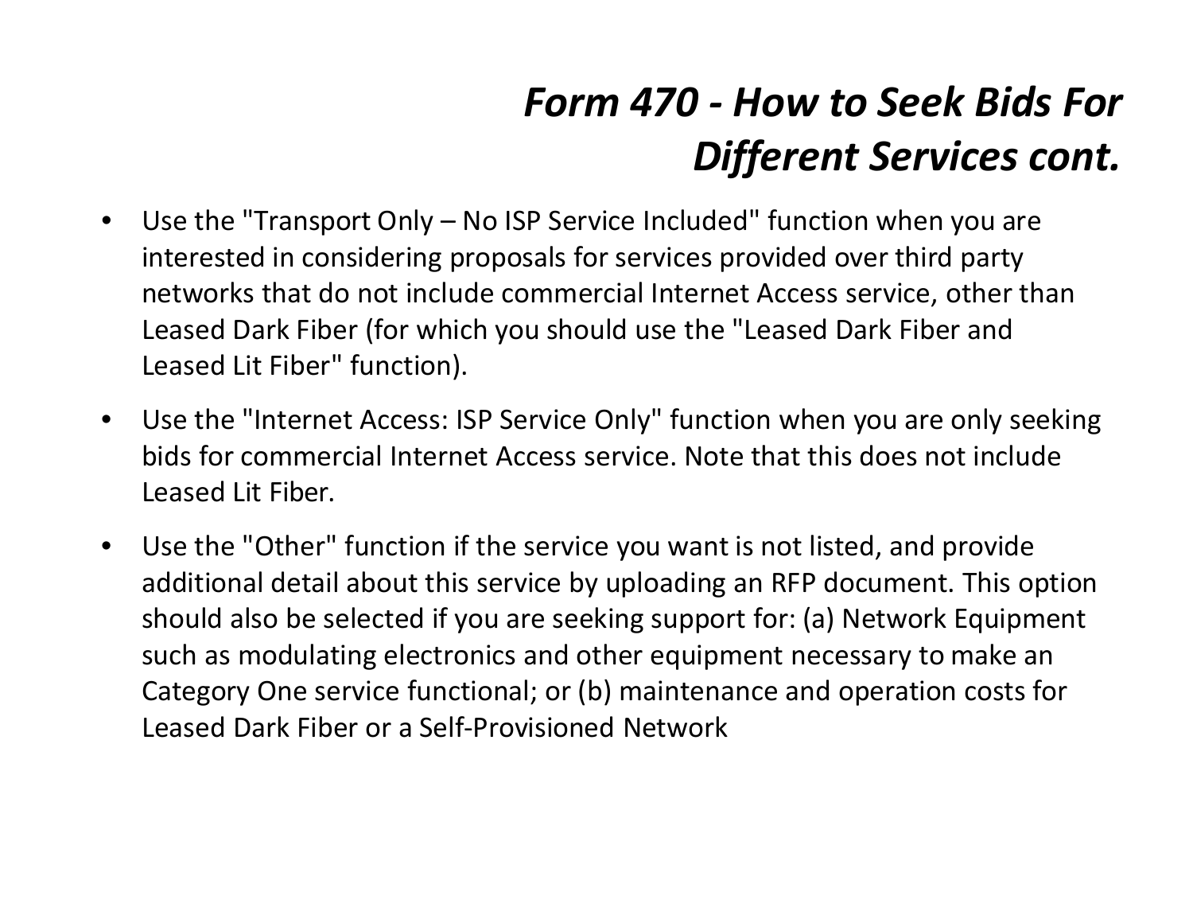# *Form 470 - How to Seek Bids For Different Services cont.*

- Use the "Transport Only – No ISP Service Included" function when you are interested in considering proposals for services provided over third party networks that do not include commercial Internet Access service, other than Leased Dark Fiber (for which you should use the "Leased Dark Fiber and Leased Lit Fiber" function).
- Use the "Internet Access: ISP Service Only" function when you are only seeking bids for commercial Internet Access service. Note that this does not include Leased Lit Fiber.
- Use the "Other" function if the service you want is not listed, and provide additional detail about this service by uploading an RFP document. This option should also be selected if you are seeking support for: (a) Network Equipment such as modulating electronics and other equipment necessary to make an Category One service functional; or (b) maintenance and operation costs for Leased Dark Fiber or a Self-Provisioned Network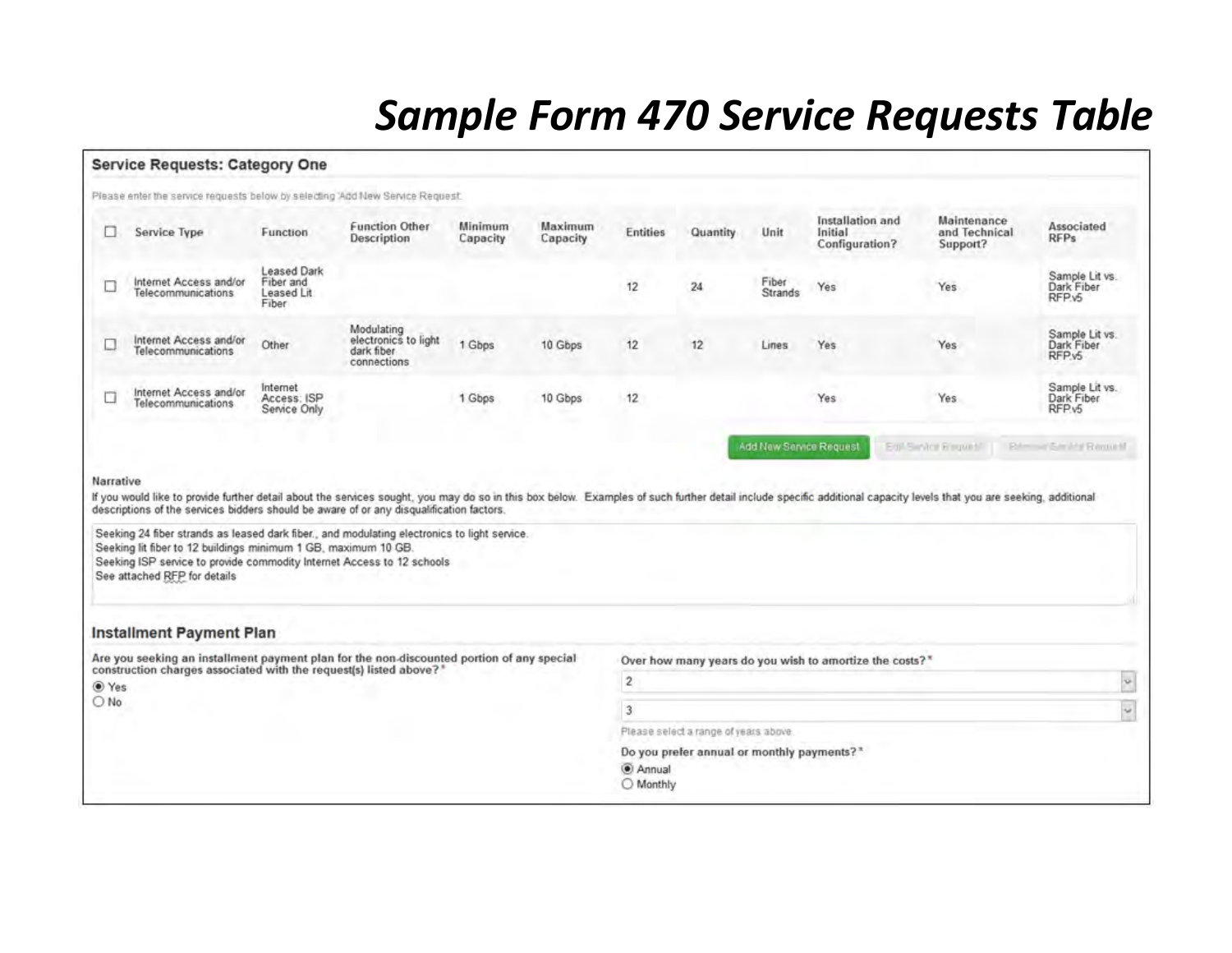# *Sample Form 470 Service Requests Table*

## Service Requests: Category One

Please enter the service requests below by selecting 'Add New Service Request'.

| ☐ | Service Type | Function | Function Other Description | Minimum Capacity | Maximum Capacity | Entities | Quantity | Unit | Installation and Initial Configuration? | Maintenance and Technical Support? | Associated RFPs |
|---|---|---|---|---|---|---|---|---|---|---|---|
| ☐ | Internet Access and/or Telecommunications | Leased Dark Fiber and Leased Lit Fiber | | | | 12 | 24 | Fiber Strands | Yes | Yes | Sample Lit vs. Dark Fiber RFP.v5 |
| ☐ | Internet Access and/or Telecommunications | Other | Modulating electronics to light dark fiber connections | 1 Gbps | 10 Gbps | 12 | 12 | Lines | Yes | Yes | Sample Lit vs. Dark Fiber RFP.v5 |
| ☐ | Internet Access and/or Telecommunications | Internet Access: ISP Service Only | | 1 Gbps | 10 Gbps | 12 | | | Yes | Yes | Sample Lit vs. Dark Fiber RFP.v5 |

Add New Service Request | Edit Service Request | Remove Service Request

**Narrative**

If you would like to provide further detail about the services sought, you may do so in this box below. Examples of such further detail include specific additional capacity levels that you are seeking, additional descriptions of the services bidders should be aware of or any disqualification factors.

Seeking 24 fiber strands as leased dark fiber., and modulating electronics to light service.
Seeking lit fiber to 12 buildings minimum 1 GB, maximum 10 GB.
Seeking ISP service to provide commodity Internet Access to 12 schools
See attached RFP for details

## Installment Payment Plan

**Are you seeking an installment payment plan for the non-discounted portion of any special construction charges associated with the request(s) listed above?***

◉ Yes
○ No

**Over how many years do you wish to amortize the costs?***

2

3

Please select a range of years above.

**Do you prefer annual or monthly payments?***

◉ Annual
○ Monthly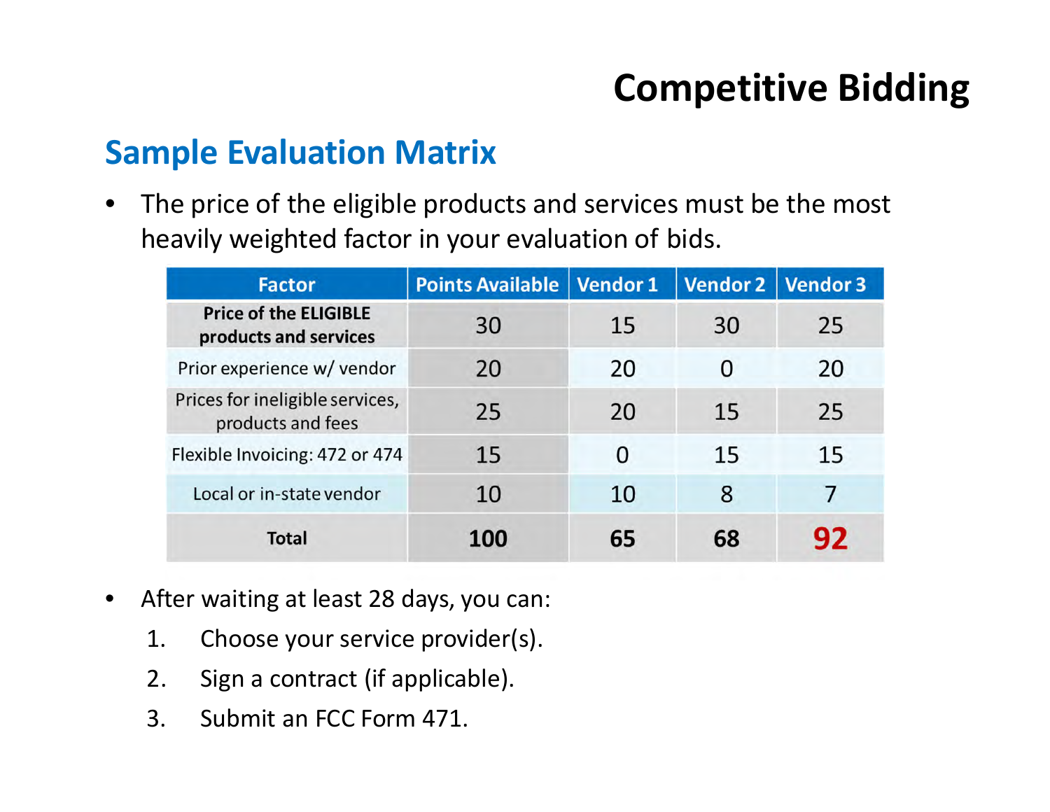# Competitive Bidding

## Sample Evaluation Matrix

- The price of the eligible products and services must be the most heavily weighted factor in your evaluation of bids.

| Factor | Points Available | Vendor 1 | Vendor 2 | Vendor 3 |
|---|---|---|---|---|
| **Price of the ELIGIBLE products and services** | 30 | 15 | 30 | 25 |
| Prior experience w/ vendor | 20 | 20 | 0 | 20 |
| Prices for ineligible services, products and fees | 25 | 20 | 15 | 25 |
| Flexible Invoicing: 472 or 474 | 15 | 0 | 15 | 15 |
| Local or in-state vendor | 10 | 10 | 8 | 7 |
| **Total** | **100** | **65** | **68** | **92** |

- After waiting at least 28 days, you can:
  1. Choose your service provider(s).
  2. Sign a contract (if applicable).
  3. Submit an FCC Form 471.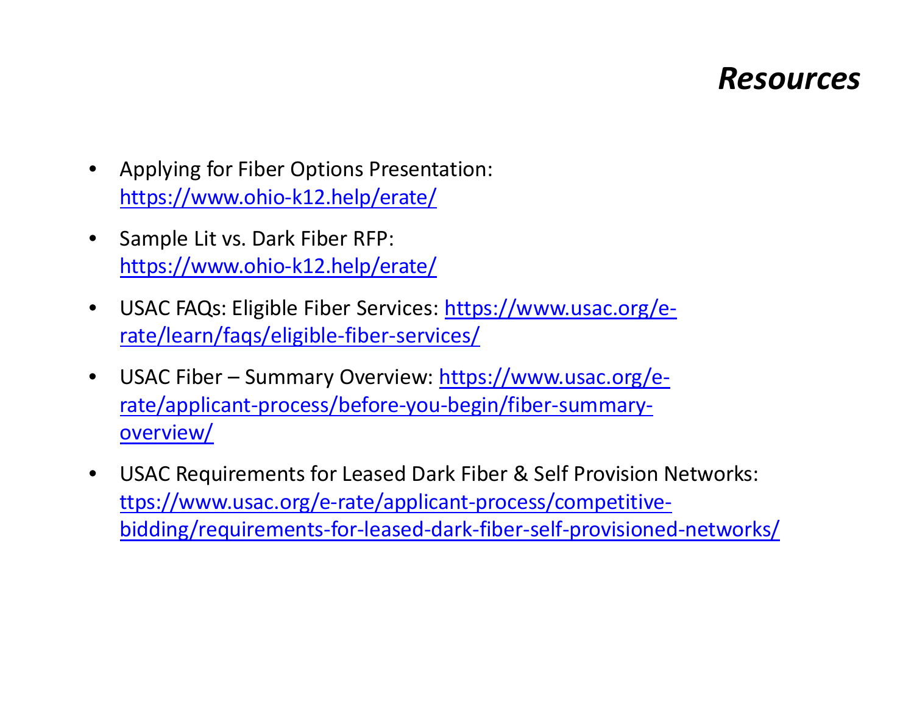# *Resources*

- Applying for Fiber Options Presentation: https://www.ohio-k12.help/erate/
- Sample Lit vs. Dark Fiber RFP: https://www.ohio-k12.help/erate/
- USAC FAQs: Eligible Fiber Services: https://www.usac.org/e-rate/learn/faqs/eligible-fiber-services/
- USAC Fiber – Summary Overview: https://www.usac.org/e-rate/applicant-process/before-you-begin/fiber-summary-overview/
- USAC Requirements for Leased Dark Fiber & Self Provision Networks: ttps://www.usac.org/e-rate/applicant-process/competitive-bidding/requirements-for-leased-dark-fiber-self-provisioned-networks/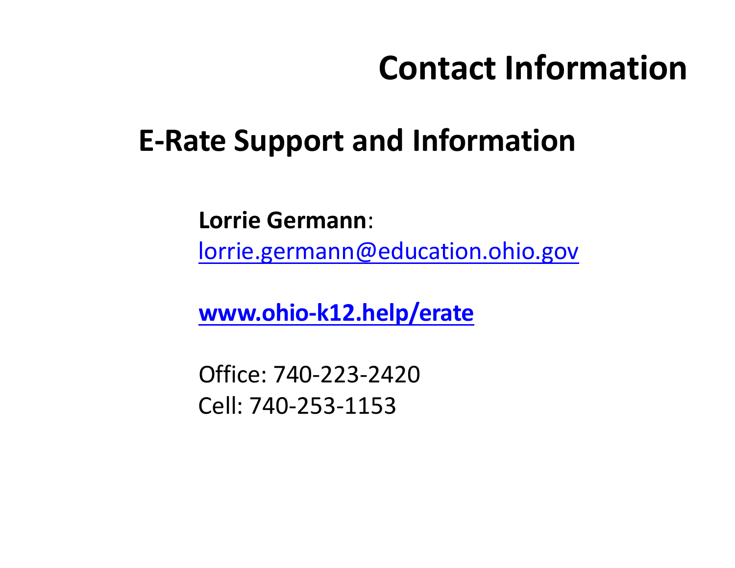# Contact Information

## E-Rate Support and Information

**Lorrie Germann**:
lorrie.germann@education.ohio.gov

**www.ohio-k12.help/erate**

Office: 740-223-2420
Cell: 740-253-1153